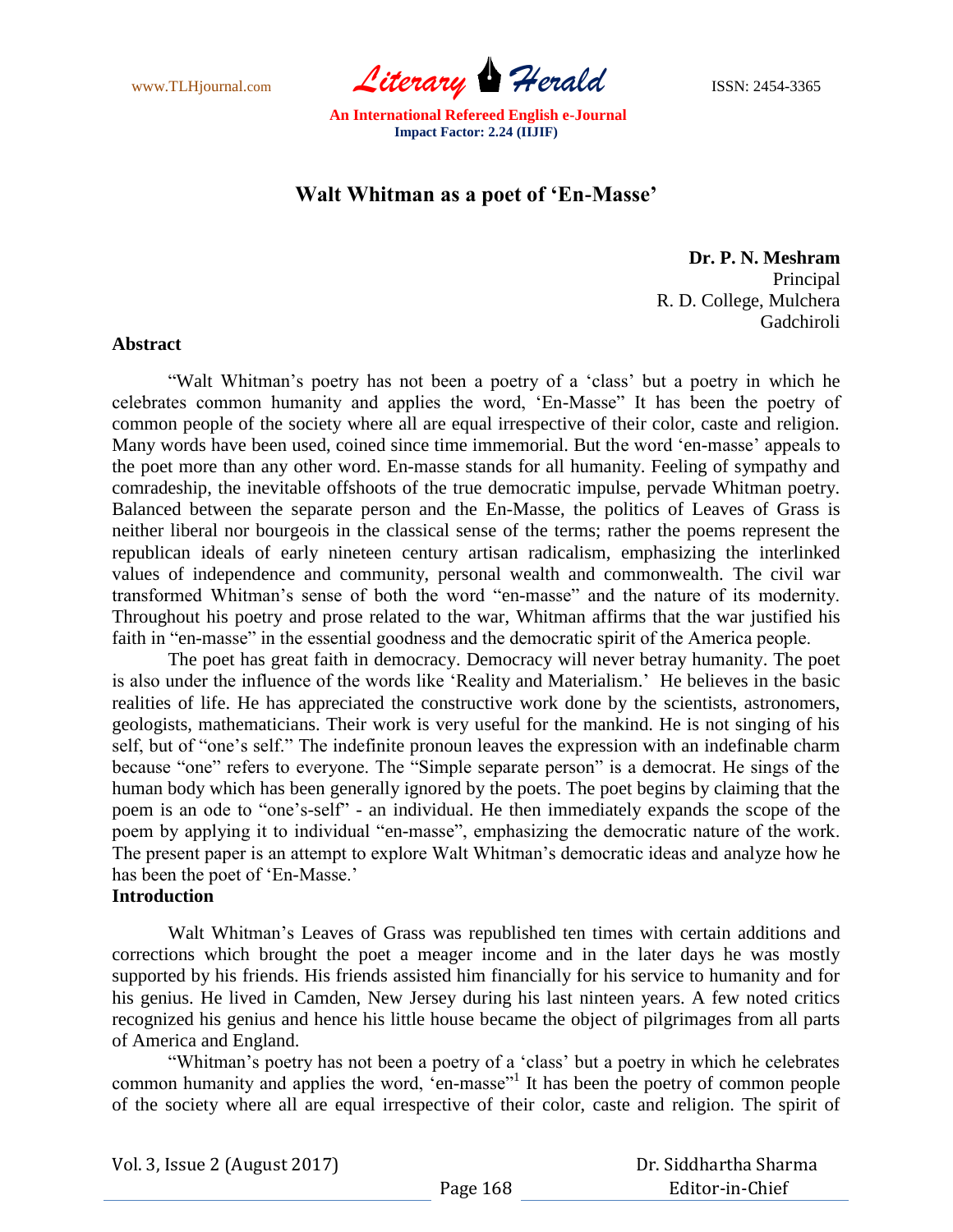# Walt Whitman as a poet of 'En-Masse'

**Dr. P. N. Meshram**
Principal
R. D. College, Mulchera
Gadchiroli

### Abstract

"Walt Whitman's poetry has not been a poetry of a 'class' but a poetry in which he celebrates common humanity and applies the word, 'En-Masse" It has been the poetry of common people of the society where all are equal irrespective of their color, caste and religion. Many words have been used, coined since time immemorial. But the word 'en-masse' appeals to the poet more than any other word. En-masse stands for all humanity. Feeling of sympathy and comradeship, the inevitable offshoots of the true democratic impulse, pervade Whitman poetry. Balanced between the separate person and the En-Masse, the politics of Leaves of Grass is neither liberal nor bourgeois in the classical sense of the terms; rather the poems represent the republican ideals of early nineteen century artisan radicalism, emphasizing the interlinked values of independence and community, personal wealth and commonwealth. The civil war transformed Whitman's sense of both the word "en-masse" and the nature of its modernity. Throughout his poetry and prose related to the war, Whitman affirms that the war justified his faith in "en-masse" in the essential goodness and the democratic spirit of the America people.

The poet has great faith in democracy. Democracy will never betray humanity. The poet is also under the influence of the words like 'Reality and Materialism.' He believes in the basic realities of life. He has appreciated the constructive work done by the scientists, astronomers, geologists, mathematicians. Their work is very useful for the mankind. He is not singing of his self, but of "one's self." The indefinite pronoun leaves the expression with an indefinable charm because "one" refers to everyone. The "Simple separate person" is a democrat. He sings of the human body which has been generally ignored by the poets. The poet begins by claiming that the poem is an ode to "one's-self" - an individual. He then immediately expands the scope of the poem by applying it to individual "en-masse", emphasizing the democratic nature of the work. The present paper is an attempt to explore Walt Whitman's democratic ideas and analyze how he has been the poet of 'En-Masse.'

### Introduction

Walt Whitman's Leaves of Grass was republished ten times with certain additions and corrections which brought the poet a meager income and in the later days he was mostly supported by his friends. His friends assisted him financially for his service to humanity and for his genius. He lived in Camden, New Jersey during his last ninteen years. A few noted critics recognized his genius and hence his little house became the object of pilgrimages from all parts of America and England.

"Whitman's poetry has not been a poetry of a 'class' but a poetry in which he celebrates common humanity and applies the word, 'en-masse"[1] It has been the poetry of common people of the society where all are equal irrespective of their color, caste and religion. The spirit of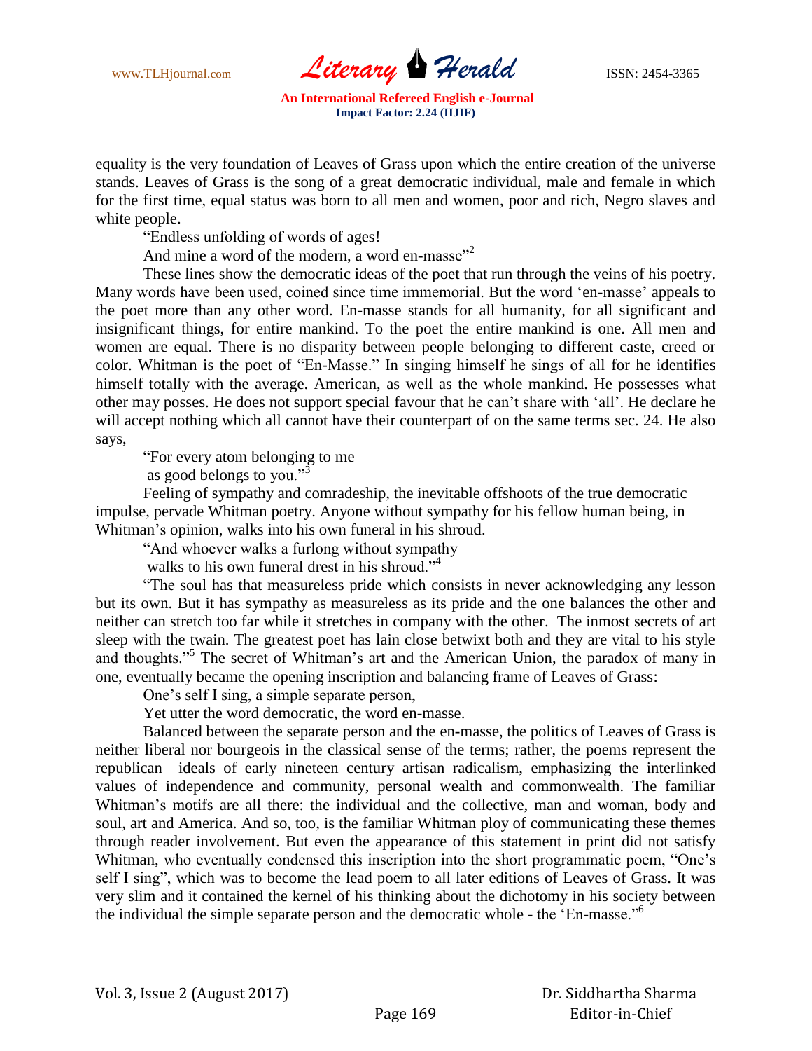equality is the very foundation of Leaves of Grass upon which the entire creation of the universe stands. Leaves of Grass is the song of a great democratic individual, male and female in which for the first time, equal status was born to all men and women, poor and rich, Negro slaves and white people.

"Endless unfolding of words of ages!

And mine a word of the modern, a word en-masse"[2]

These lines show the democratic ideas of the poet that run through the veins of his poetry. Many words have been used, coined since time immemorial. But the word 'en-masse' appeals to the poet more than any other word. En-masse stands for all humanity, for all significant and insignificant things, for entire mankind. To the poet the entire mankind is one. All men and women are equal. There is no disparity between people belonging to different caste, creed or color. Whitman is the poet of "En-Masse." In singing himself he sings of all for he identifies himself totally with the average. American, as well as the whole mankind. He possesses what other may posses. He does not support special favour that he can't share with 'all'. He declare he will accept nothing which all cannot have their counterpart of on the same terms sec. 24. He also says,

"For every atom belonging to me

as good belongs to you."[3]

Feeling of sympathy and comradeship, the inevitable offshoots of the true democratic impulse, pervade Whitman poetry. Anyone without sympathy for his fellow human being, in Whitman's opinion, walks into his own funeral in his shroud.

"And whoever walks a furlong without sympathy

walks to his own funeral drest in his shroud."[4]

"The soul has that measureless pride which consists in never acknowledging any lesson but its own. But it has sympathy as measureless as its pride and the one balances the other and neither can stretch too far while it stretches in company with the other. The inmost secrets of art sleep with the twain. The greatest poet has lain close betwixt both and they are vital to his style and thoughts."[5] The secret of Whitman's art and the American Union, the paradox of many in one, eventually became the opening inscription and balancing frame of Leaves of Grass:

One's self I sing, a simple separate person,

Yet utter the word democratic, the word en-masse.

Balanced between the separate person and the en-masse, the politics of Leaves of Grass is neither liberal nor bourgeois in the classical sense of the terms; rather, the poems represent the republican ideals of early nineteen century artisan radicalism, emphasizing the interlinked values of independence and community, personal wealth and commonwealth. The familiar Whitman's motifs are all there: the individual and the collective, man and woman, body and soul, art and America. And so, too, is the familiar Whitman ploy of communicating these themes through reader involvement. But even the appearance of this statement in print did not satisfy Whitman, who eventually condensed this inscription into the short programmatic poem, "One's self I sing", which was to become the lead poem to all later editions of Leaves of Grass. It was very slim and it contained the kernel of his thinking about the dichotomy in his society between the individual the simple separate person and the democratic whole - the 'En-masse."[6]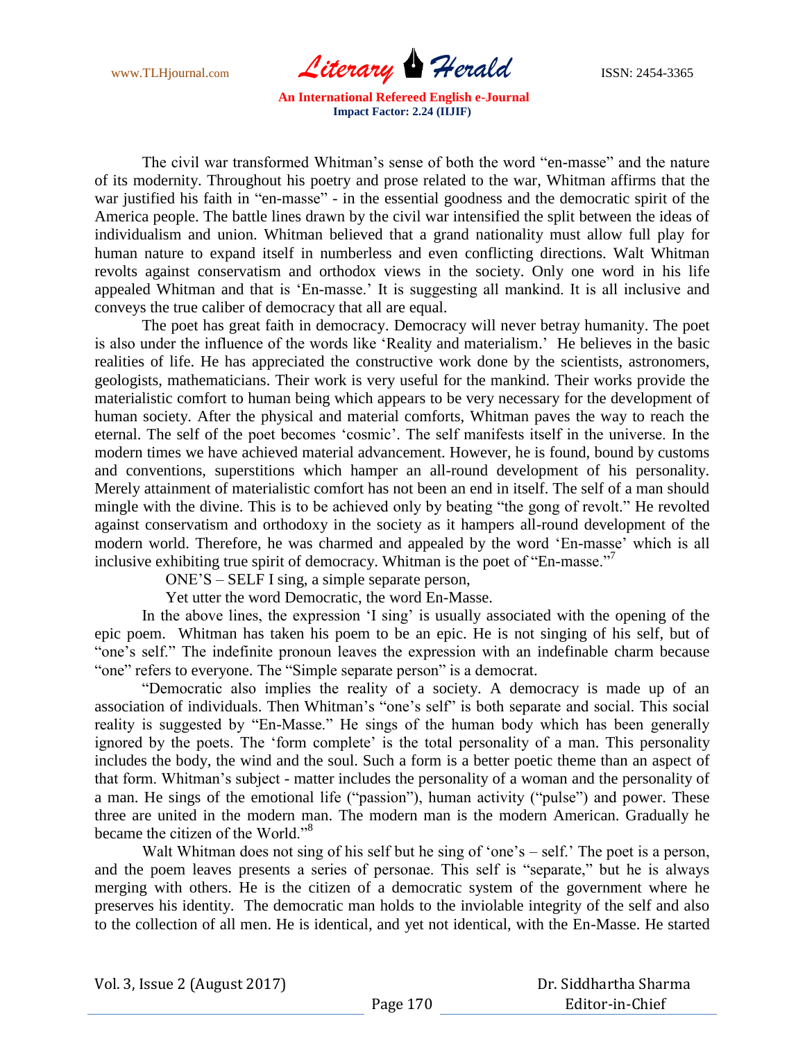The civil war transformed Whitman's sense of both the word "en-masse" and the nature of its modernity. Throughout his poetry and prose related to the war, Whitman affirms that the war justified his faith in "en-masse" - in the essential goodness and the democratic spirit of the America people. The battle lines drawn by the civil war intensified the split between the ideas of individualism and union. Whitman believed that a grand nationality must allow full play for human nature to expand itself in numberless and even conflicting directions. Walt Whitman revolts against conservatism and orthodox views in the society. Only one word in his life appealed Whitman and that is 'En-masse.' It is suggesting all mankind. It is all inclusive and conveys the true caliber of democracy that all are equal.

The poet has great faith in democracy. Democracy will never betray humanity. The poet is also under the influence of the words like 'Reality and materialism.' He believes in the basic realities of life. He has appreciated the constructive work done by the scientists, astronomers, geologists, mathematicians. Their work is very useful for the mankind. Their works provide the materialistic comfort to human being which appears to be very necessary for the development of human society. After the physical and material comforts, Whitman paves the way to reach the eternal. The self of the poet becomes 'cosmic'. The self manifests itself in the universe. In the modern times we have achieved material advancement. However, he is found, bound by customs and conventions, superstitions which hamper an all-round development of his personality. Merely attainment of materialistic comfort has not been an end in itself. The self of a man should mingle with the divine. This is to be achieved only by beating "the gong of revolt." He revolted against conservatism and orthodoxy in the society as it hampers all-round development of the modern world. Therefore, he was charmed and appealed by the word 'En-masse' which is all inclusive exhibiting true spirit of democracy. Whitman is the poet of "En-masse."[7]

> ONE'S – SELF I sing, a simple separate person,
> Yet utter the word Democratic, the word En-Masse.

In the above lines, the expression 'I sing' is usually associated with the opening of the epic poem. Whitman has taken his poem to be an epic. He is not singing of his self, but of "one's self." The indefinite pronoun leaves the expression with an indefinable charm because "one" refers to everyone. The "Simple separate person" is a democrat.

"Democratic also implies the reality of a society. A democracy is made up of an association of individuals. Then Whitman's "one's self" is both separate and social. This social reality is suggested by "En-Masse." He sings of the human body which has been generally ignored by the poets. The 'form complete' is the total personality of a man. This personality includes the body, the wind and the soul. Such a form is a better poetic theme than an aspect of that form. Whitman's subject - matter includes the personality of a woman and the personality of a man. He sings of the emotional life ("passion"), human activity ("pulse") and power. These three are united in the modern man. The modern man is the modern American. Gradually he became the citizen of the World."[8]

Walt Whitman does not sing of his self but he sing of 'one's – self.' The poet is a person, and the poem leaves presents a series of personae. This self is "separate," but he is always merging with others. He is the citizen of a democratic system of the government where he preserves his identity. The democratic man holds to the inviolable integrity of the self and also to the collection of all men. He is identical, and yet not identical, with the En-Masse. He started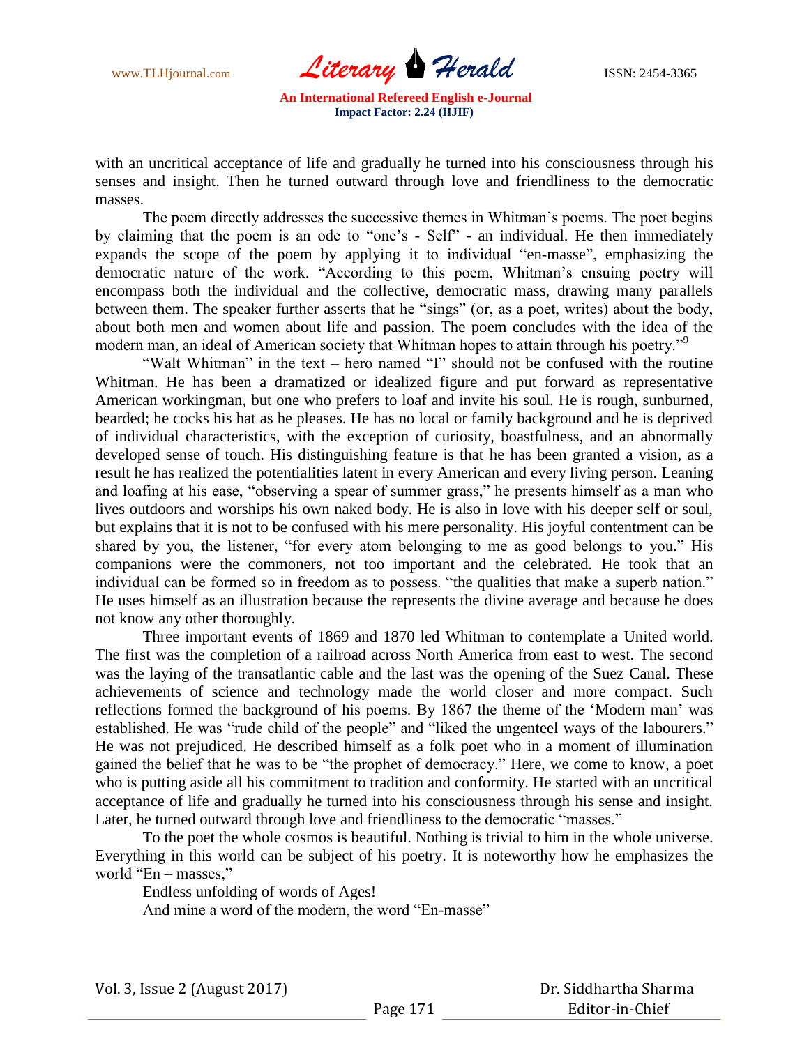with an uncritical acceptance of life and gradually he turned into his consciousness through his senses and insight. Then he turned outward through love and friendliness to the democratic masses.

The poem directly addresses the successive themes in Whitman's poems. The poet begins by claiming that the poem is an ode to "one's - Self" - an individual. He then immediately expands the scope of the poem by applying it to individual "en-masse", emphasizing the democratic nature of the work. "According to this poem, Whitman's ensuing poetry will encompass both the individual and the collective, democratic mass, drawing many parallels between them. The speaker further asserts that he "sings" (or, as a poet, writes) about the body, about both men and women about life and passion. The poem concludes with the idea of the modern man, an ideal of American society that Whitman hopes to attain through his poetry."[9]

"Walt Whitman" in the text – hero named "I" should not be confused with the routine Whitman. He has been a dramatized or idealized figure and put forward as representative American workingman, but one who prefers to loaf and invite his soul. He is rough, sunburned, bearded; he cocks his hat as he pleases. He has no local or family background and he is deprived of individual characteristics, with the exception of curiosity, boastfulness, and an abnormally developed sense of touch. His distinguishing feature is that he has been granted a vision, as a result he has realized the potentialities latent in every American and every living person. Leaning and loafing at his ease, "observing a spear of summer grass," he presents himself as a man who lives outdoors and worships his own naked body. He is also in love with his deeper self or soul, but explains that it is not to be confused with his mere personality. His joyful contentment can be shared by you, the listener, "for every atom belonging to me as good belongs to you." His companions were the commoners, not too important and the celebrated. He took that an individual can be formed so in freedom as to possess. "the qualities that make a superb nation." He uses himself as an illustration because the represents the divine average and because he does not know any other thoroughly.

Three important events of 1869 and 1870 led Whitman to contemplate a United world. The first was the completion of a railroad across North America from east to west. The second was the laying of the transatlantic cable and the last was the opening of the Suez Canal. These achievements of science and technology made the world closer and more compact. Such reflections formed the background of his poems. By 1867 the theme of the 'Modern man' was established. He was "rude child of the people" and "liked the ungenteel ways of the labourers." He was not prejudiced. He described himself as a folk poet who in a moment of illumination gained the belief that he was to be "the prophet of democracy." Here, we come to know, a poet who is putting aside all his commitment to tradition and conformity. He started with an uncritical acceptance of life and gradually he turned into his consciousness through his sense and insight. Later, he turned outward through love and friendliness to the democratic "masses."

To the poet the whole cosmos is beautiful. Nothing is trivial to him in the whole universe. Everything in this world can be subject of his poetry. It is noteworthy how he emphasizes the world "En – masses,"

Endless unfolding of words of Ages!
And mine a word of the modern, the word "En-masse"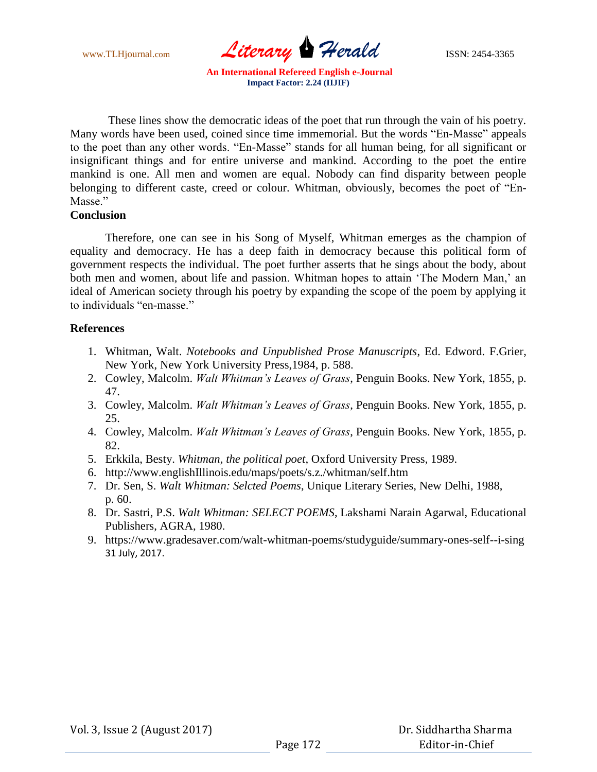These lines show the democratic ideas of the poet that run through the vain of his poetry. Many words have been used, coined since time immemorial. But the words "En-Masse" appeals to the poet than any other words. "En-Masse" stands for all human being, for all significant or insignificant things and for entire universe and mankind. According to the poet the entire mankind is one. All men and women are equal. Nobody can find disparity between people belonging to different caste, creed or colour. Whitman, obviously, becomes the poet of "En-Masse."

**Conclusion**

Therefore, one can see in his Song of Myself, Whitman emerges as the champion of equality and democracy. He has a deep faith in democracy because this political form of government respects the individual. The poet further asserts that he sings about the body, about both men and women, about life and passion. Whitman hopes to attain 'The Modern Man,' an ideal of American society through his poetry by expanding the scope of the poem by applying it to individuals "en-masse."

**References**

1. Whitman, Walt. *Notebooks and Unpublished Prose Manuscripts*, Ed. Edword. F.Grier, New York, New York University Press,1984, p. 588.
2. Cowley, Malcolm. *Walt Whitman's Leaves of Grass*, Penguin Books. New York, 1855, p. 47.
3. Cowley, Malcolm. *Walt Whitman's Leaves of Grass*, Penguin Books. New York, 1855, p. 25.
4. Cowley, Malcolm. *Walt Whitman's Leaves of Grass*, Penguin Books. New York, 1855, p. 82.
5. Erkkila, Besty. *Whitman, the political poet*, Oxford University Press, 1989.
6. http://www.englishIllinois.edu/maps/poets/s.z./whitman/self.htm
7. Dr. Sen, S. *Walt Whitman: Selcted Poems*, Unique Literary Series, New Delhi, 1988, p. 60.
8. Dr. Sastri, P.S. *Walt Whitman: SELECT POEMS*, Lakshami Narain Agarwal, Educational Publishers, AGRA, 1980.
9. https://www.gradesaver.com/walt-whitman-poems/studyguide/summary-ones-self--i-sing 31 July, 2017.